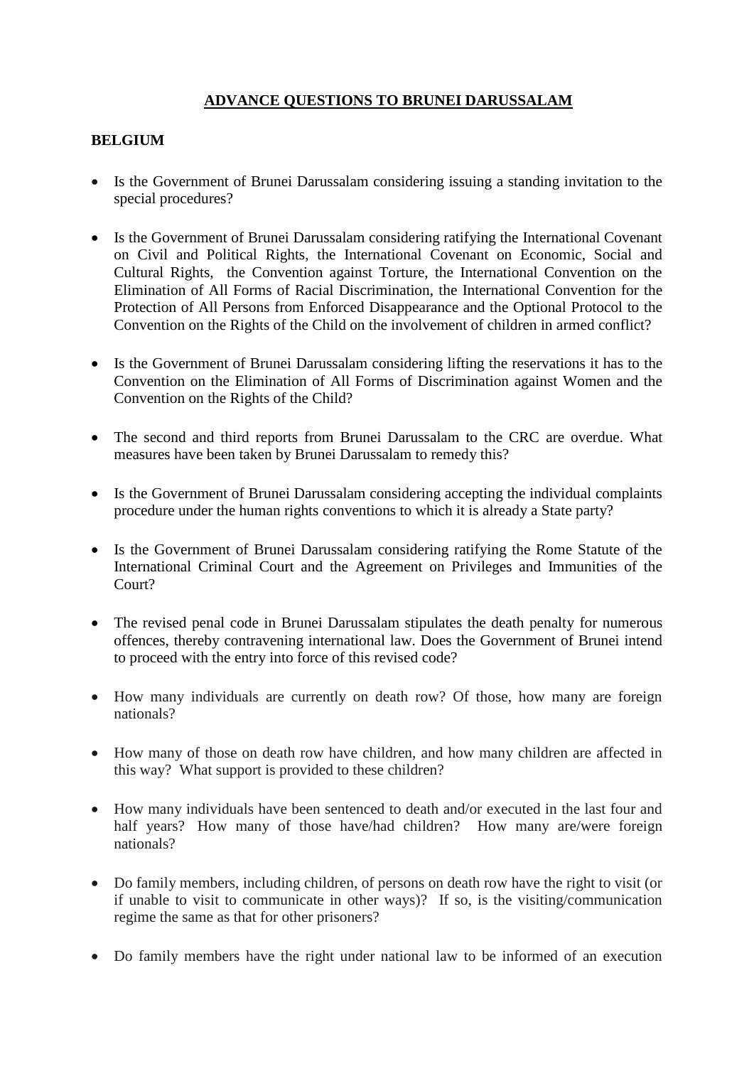# ADVANCE QUESTIONS TO BRUNEI DARUSSALAM

## BELGIUM

- Is the Government of Brunei Darussalam considering issuing a standing invitation to the special procedures?

- Is the Government of Brunei Darussalam considering ratifying the International Covenant on Civil and Political Rights, the International Covenant on Economic, Social and Cultural Rights, the Convention against Torture, the International Convention on the Elimination of All Forms of Racial Discrimination, the International Convention for the Protection of All Persons from Enforced Disappearance and the Optional Protocol to the Convention on the Rights of the Child on the involvement of children in armed conflict?

- Is the Government of Brunei Darussalam considering lifting the reservations it has to the Convention on the Elimination of All Forms of Discrimination against Women and the Convention on the Rights of the Child?

- The second and third reports from Brunei Darussalam to the CRC are overdue. What measures have been taken by Brunei Darussalam to remedy this?

- Is the Government of Brunei Darussalam considering accepting the individual complaints procedure under the human rights conventions to which it is already a State party?

- Is the Government of Brunei Darussalam considering ratifying the Rome Statute of the International Criminal Court and the Agreement on Privileges and Immunities of the Court?

- The revised penal code in Brunei Darussalam stipulates the death penalty for numerous offences, thereby contravening international law. Does the Government of Brunei intend to proceed with the entry into force of this revised code?

- How many individuals are currently on death row? Of those, how many are foreign nationals?

- How many of those on death row have children, and how many children are affected in this way? What support is provided to these children?

- How many individuals have been sentenced to death and/or executed in the last four and half years? How many of those have/had children? How many are/were foreign nationals?

- Do family members, including children, of persons on death row have the right to visit (or if unable to visit to communicate in other ways)? If so, is the visiting/communication regime the same as that for other prisoners?

- Do family members have the right under national law to be informed of an execution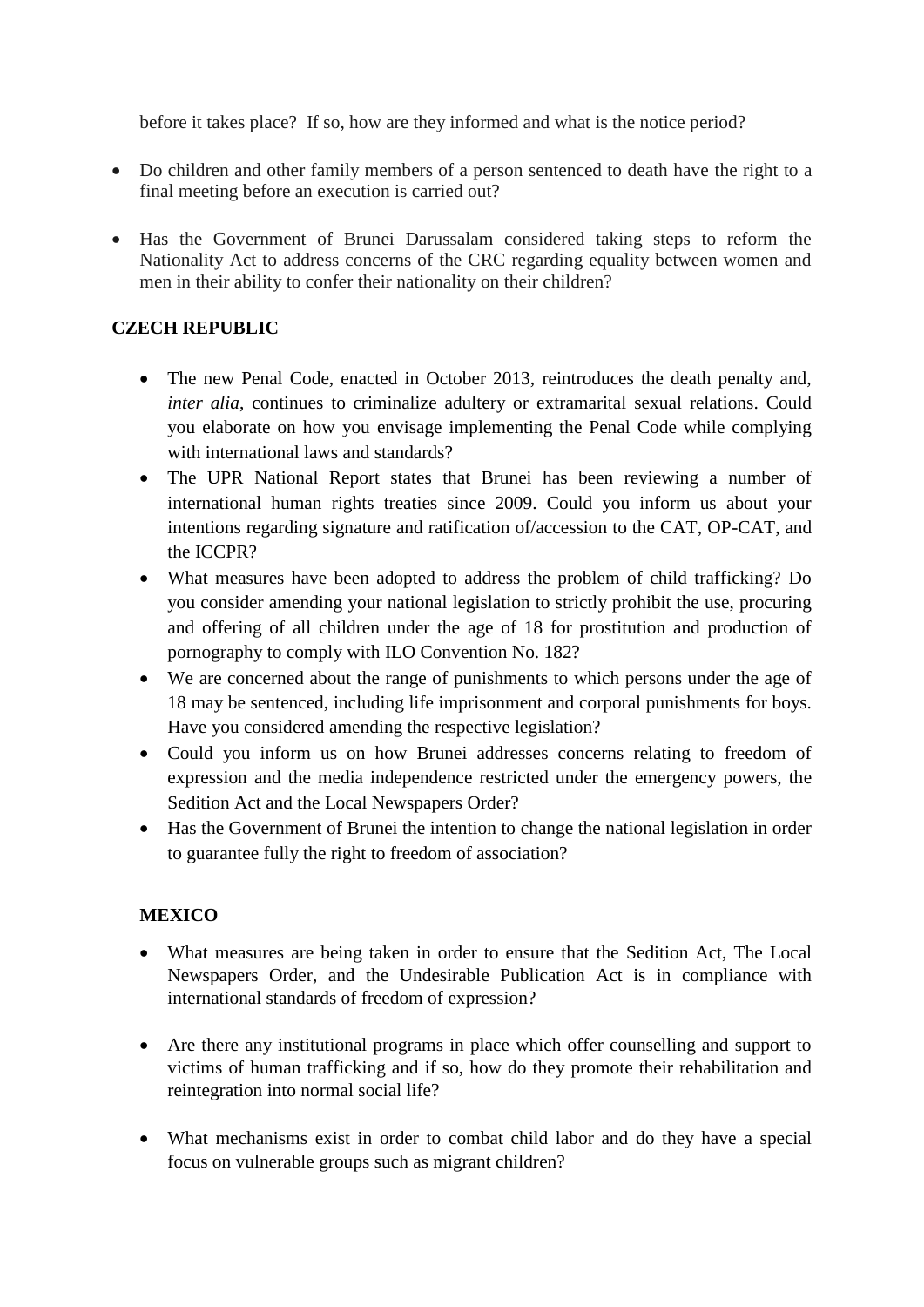before it takes place? If so, how are they informed and what is the notice period?

- Do children and other family members of a person sentenced to death have the right to a final meeting before an execution is carried out?

- Has the Government of Brunei Darussalam considered taking steps to reform the Nationality Act to address concerns of the CRC regarding equality between women and men in their ability to confer their nationality on their children?

**CZECH REPUBLIC**

- The new Penal Code, enacted in October 2013, reintroduces the death penalty and, *inter alia*, continues to criminalize adultery or extramarital sexual relations. Could you elaborate on how you envisage implementing the Penal Code while complying with international laws and standards?
- The UPR National Report states that Brunei has been reviewing a number of international human rights treaties since 2009. Could you inform us about your intentions regarding signature and ratification of/accession to the CAT, OP-CAT, and the ICCPR?
- What measures have been adopted to address the problem of child trafficking? Do you consider amending your national legislation to strictly prohibit the use, procuring and offering of all children under the age of 18 for prostitution and production of pornography to comply with ILO Convention No. 182?
- We are concerned about the range of punishments to which persons under the age of 18 may be sentenced, including life imprisonment and corporal punishments for boys. Have you considered amending the respective legislation?
- Could you inform us on how Brunei addresses concerns relating to freedom of expression and the media independence restricted under the emergency powers, the Sedition Act and the Local Newspapers Order?
- Has the Government of Brunei the intention to change the national legislation in order to guarantee fully the right to freedom of association?

**MEXICO**

- What measures are being taken in order to ensure that the Sedition Act, The Local Newspapers Order, and the Undesirable Publication Act is in compliance with international standards of freedom of expression?

- Are there any institutional programs in place which offer counselling and support to victims of human trafficking and if so, how do they promote their rehabilitation and reintegration into normal social life?

- What mechanisms exist in order to combat child labor and do they have a special focus on vulnerable groups such as migrant children?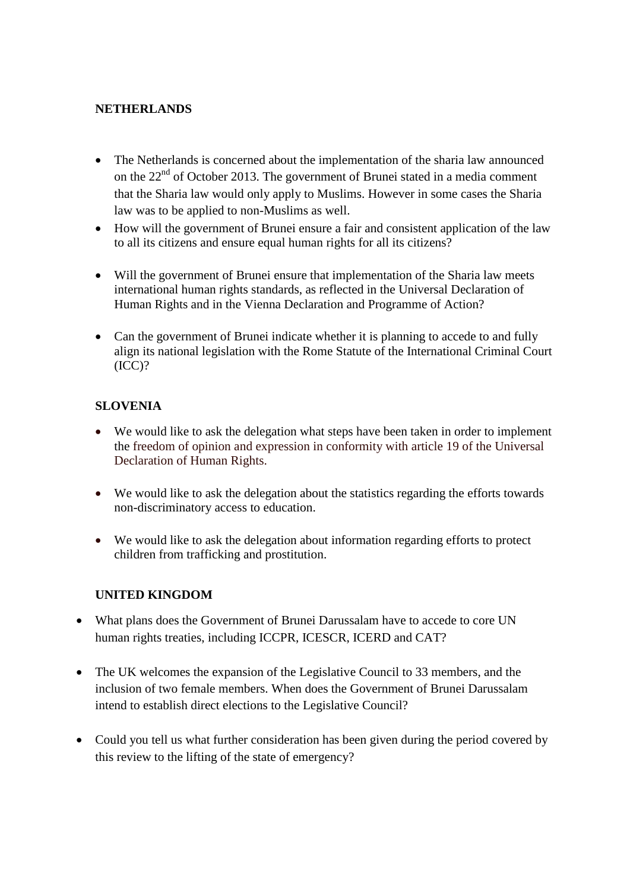**NETHERLANDS**

- The Netherlands is concerned about the implementation of the sharia law announced on the 22nd of October 2013. The government of Brunei stated in a media comment that the Sharia law would only apply to Muslims. However in some cases the Sharia law was to be applied to non-Muslims as well.
- How will the government of Brunei ensure a fair and consistent application of the law to all its citizens and ensure equal human rights for all its citizens?
- Will the government of Brunei ensure that implementation of the Sharia law meets international human rights standards, as reflected in the Universal Declaration of Human Rights and in the Vienna Declaration and Programme of Action?
- Can the government of Brunei indicate whether it is planning to accede to and fully align its national legislation with the Rome Statute of the International Criminal Court (ICC)?

**SLOVENIA**

- We would like to ask the delegation what steps have been taken in order to implement the freedom of opinion and expression in conformity with article 19 of the Universal Declaration of Human Rights.
- We would like to ask the delegation about the statistics regarding the efforts towards non-discriminatory access to education.
- We would like to ask the delegation about information regarding efforts to protect children from trafficking and prostitution.

**UNITED KINGDOM**

- What plans does the Government of Brunei Darussalam have to accede to core UN human rights treaties, including ICCPR, ICESCR, ICERD and CAT?
- The UK welcomes the expansion of the Legislative Council to 33 members, and the inclusion of two female members. When does the Government of Brunei Darussalam intend to establish direct elections to the Legislative Council?
- Could you tell us what further consideration has been given during the period covered by this review to the lifting of the state of emergency?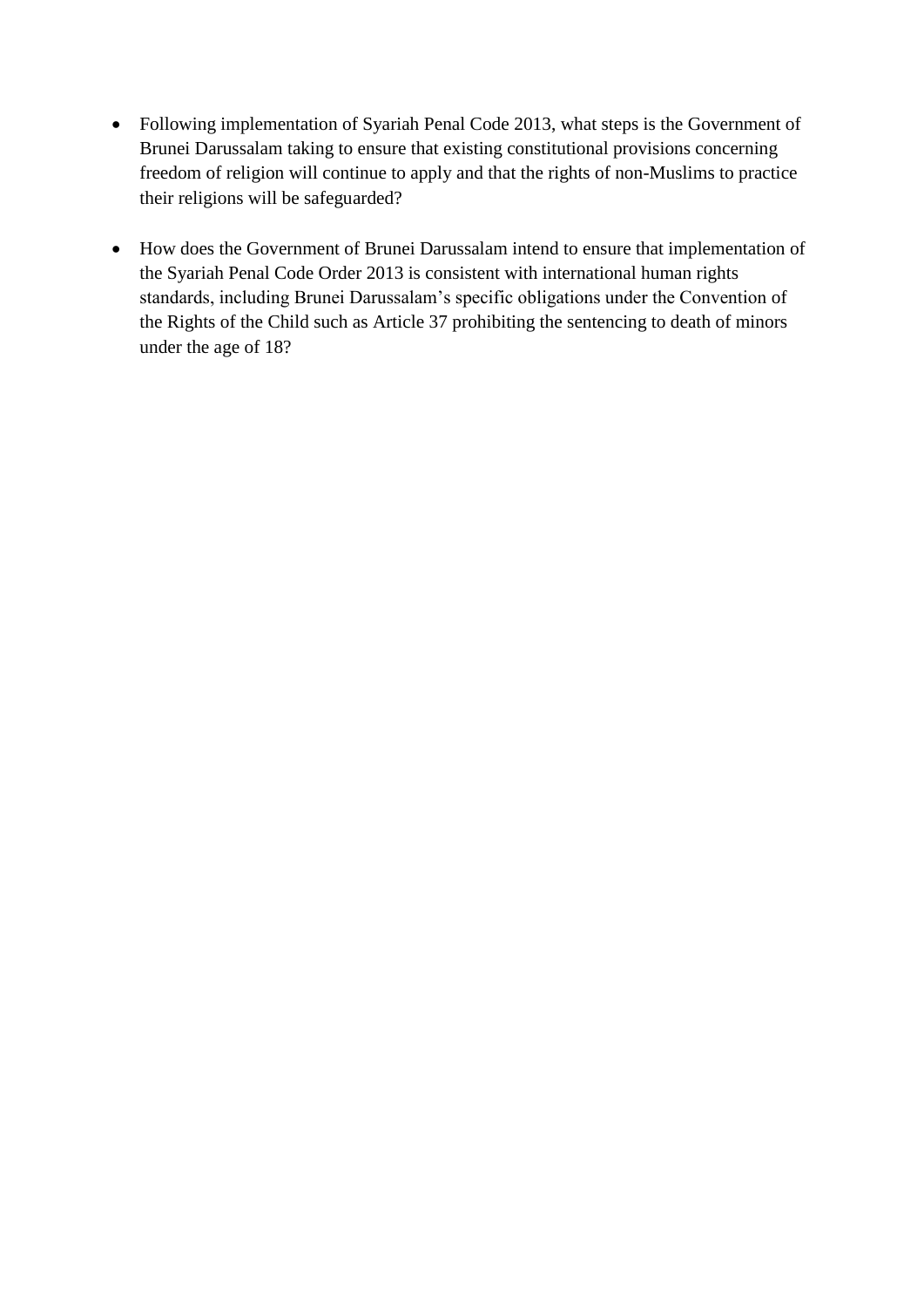- Following implementation of Syariah Penal Code 2013, what steps is the Government of Brunei Darussalam taking to ensure that existing constitutional provisions concerning freedom of religion will continue to apply and that the rights of non-Muslims to practice their religions will be safeguarded?

- How does the Government of Brunei Darussalam intend to ensure that implementation of the Syariah Penal Code Order 2013 is consistent with international human rights standards, including Brunei Darussalam's specific obligations under the Convention of the Rights of the Child such as Article 37 prohibiting the sentencing to death of minors under the age of 18?